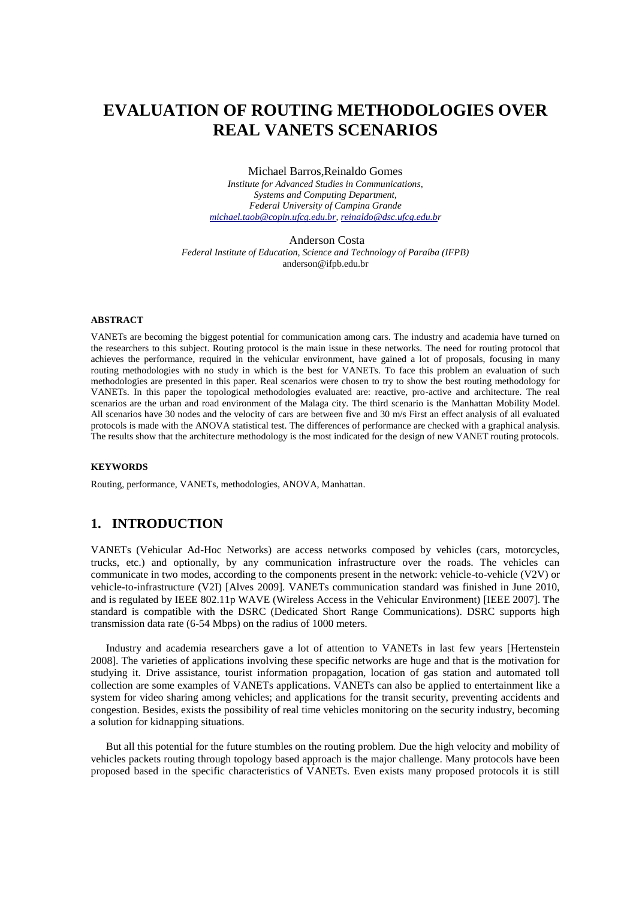# EVALUATION OF ROUTING METHODOLOGIES OVER REAL VANETS SCENARIOS

Michael Barros,Reinaldo Gomes

*Institute for Advanced Studies in Communications,*
*Systems and Computing Department,*
*Federal University of Campina Grande*
*michael.taob@copin.ufcg.edu.br, reinaldo@dsc.ufcg.edu.br*

Anderson Costa

*Federal Institute of Education, Science and Technology of Paraíba (IFPB)*
anderson@ifpb.edu.br

#### ABSTRACT

VANETs are becoming the biggest potential for communication among cars. The industry and academia have turned on the researchers to this subject. Routing protocol is the main issue in these networks. The need for routing protocol that achieves the performance, required in the vehicular environment, have gained a lot of proposals, focusing in many routing methodologies with no study in which is the best for VANETs. To face this problem an evaluation of such methodologies are presented in this paper. Real scenarios were chosen to try to show the best routing methodology for VANETs. In this paper the topological methodologies evaluated are: reactive, pro-active and architecture. The real scenarios are the urban and road environment of the Malaga city. The third scenario is the Manhattan Mobility Model. All scenarios have 30 nodes and the velocity of cars are between five and 30 m/s First an effect analysis of all evaluated protocols is made with the ANOVA statistical test. The differences of performance are checked with a graphical analysis. The results show that the architecture methodology is the most indicated for the design of new VANET routing protocols.

#### KEYWORDS

Routing, performance, VANETs, methodologies, ANOVA, Manhattan.

## 1. INTRODUCTION

VANETs (Vehicular Ad-Hoc Networks) are access networks composed by vehicles (cars, motorcycles, trucks, etc.) and optionally, by any communication infrastructure over the roads. The vehicles can communicate in two modes, according to the components present in the network: vehicle-to-vehicle (V2V) or vehicle-to-infrastructure (V2I) [Alves 2009]. VANETs communication standard was finished in June 2010, and is regulated by IEEE 802.11p WAVE (Wireless Access in the Vehicular Environment) [IEEE 2007]. The standard is compatible with the DSRC (Dedicated Short Range Communications). DSRC supports high transmission data rate (6-54 Mbps) on the radius of 1000 meters.

Industry and academia researchers gave a lot of attention to VANETs in last few years [Hertenstein 2008]. The varieties of applications involving these specific networks are huge and that is the motivation for studying it. Drive assistance, tourist information propagation, location of gas station and automated toll collection are some examples of VANETs applications. VANETs can also be applied to entertainment like a system for video sharing among vehicles; and applications for the transit security, preventing accidents and congestion. Besides, exists the possibility of real time vehicles monitoring on the security industry, becoming a solution for kidnapping situations.

But all this potential for the future stumbles on the routing problem. Due the high velocity and mobility of vehicles packets routing through topology based approach is the major challenge. Many protocols have been proposed based in the specific characteristics of VANETs. Even exists many proposed protocols it is still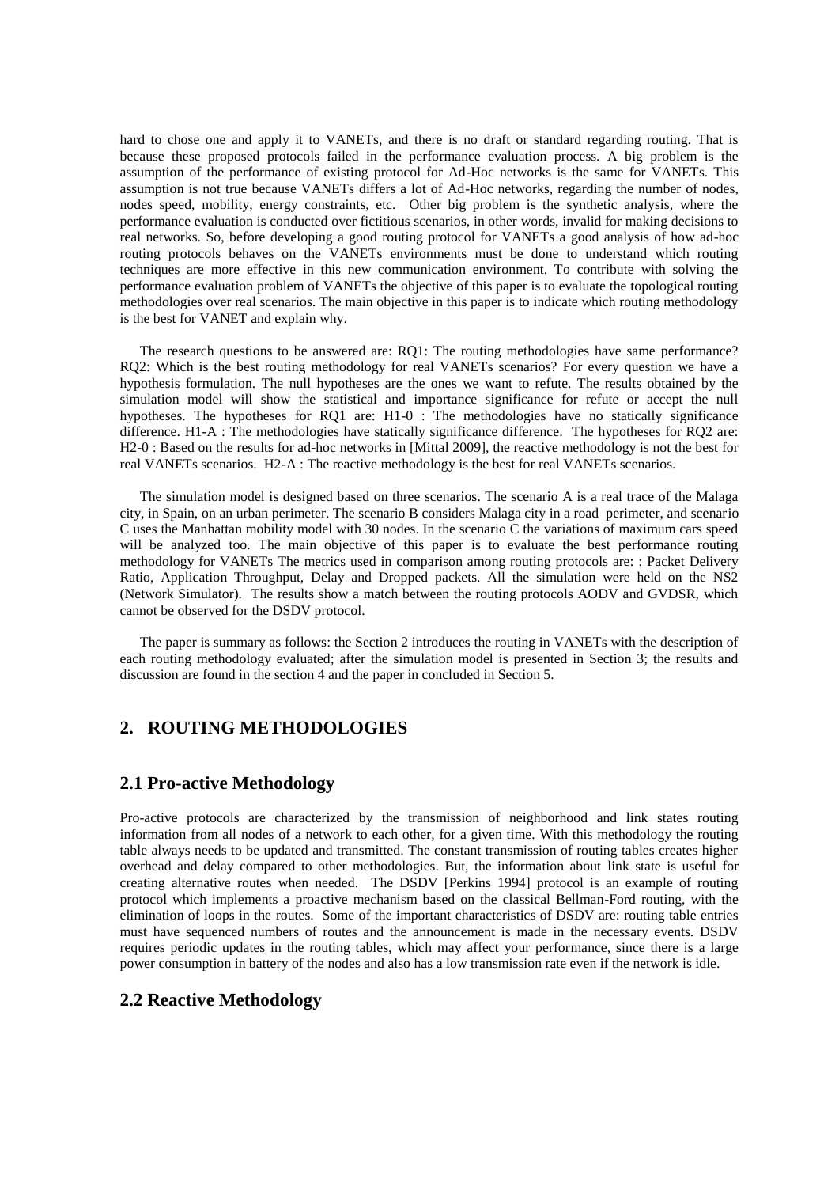hard to chose one and apply it to VANETs, and there is no draft or standard regarding routing. That is because these proposed protocols failed in the performance evaluation process. A big problem is the assumption of the performance of existing protocol for Ad-Hoc networks is the same for VANETs. This assumption is not true because VANETs differs a lot of Ad-Hoc networks, regarding the number of nodes, nodes speed, mobility, energy constraints, etc. Other big problem is the synthetic analysis, where the performance evaluation is conducted over fictitious scenarios, in other words, invalid for making decisions to real networks. So, before developing a good routing protocol for VANETs a good analysis of how ad-hoc routing protocols behaves on the VANETs environments must be done to understand which routing techniques are more effective in this new communication environment. To contribute with solving the performance evaluation problem of VANETs the objective of this paper is to evaluate the topological routing methodologies over real scenarios. The main objective in this paper is to indicate which routing methodology is the best for VANET and explain why.

The research questions to be answered are: RQ1: The routing methodologies have same performance? RQ2: Which is the best routing methodology for real VANETs scenarios? For every question we have a hypothesis formulation. The null hypotheses are the ones we want to refute. The results obtained by the simulation model will show the statistical and importance significance for refute or accept the null hypotheses. The hypotheses for RQ1 are: H1-0 : The methodologies have no statically significance difference. H1-A : The methodologies have statically significance difference. The hypotheses for RQ2 are: H2-0 : Based on the results for ad-hoc networks in [Mittal 2009], the reactive methodology is not the best for real VANETs scenarios. H2-A : The reactive methodology is the best for real VANETs scenarios.

The simulation model is designed based on three scenarios. The scenario A is a real trace of the Malaga city, in Spain, on an urban perimeter. The scenario B considers Malaga city in a road perimeter, and scenario C uses the Manhattan mobility model with 30 nodes. In the scenario C the variations of maximum cars speed will be analyzed too. The main objective of this paper is to evaluate the best performance routing methodology for VANETs The metrics used in comparison among routing protocols are: : Packet Delivery Ratio, Application Throughput, Delay and Dropped packets. All the simulation were held on the NS2 (Network Simulator). The results show a match between the routing protocols AODV and GVDSR, which cannot be observed for the DSDV protocol.

The paper is summary as follows: the Section 2 introduces the routing in VANETs with the description of each routing methodology evaluated; after the simulation model is presented in Section 3; the results and discussion are found in the section 4 and the paper in concluded in Section 5.

## 2. ROUTING METHODOLOGIES

### 2.1 Pro-active Methodology

Pro-active protocols are characterized by the transmission of neighborhood and link states routing information from all nodes of a network to each other, for a given time. With this methodology the routing table always needs to be updated and transmitted. The constant transmission of routing tables creates higher overhead and delay compared to other methodologies. But, the information about link state is useful for creating alternative routes when needed. The DSDV [Perkins 1994] protocol is an example of routing protocol which implements a proactive mechanism based on the classical Bellman-Ford routing, with the elimination of loops in the routes. Some of the important characteristics of DSDV are: routing table entries must have sequenced numbers of routes and the announcement is made in the necessary events. DSDV requires periodic updates in the routing tables, which may affect your performance, since there is a large power consumption in battery of the nodes and also has a low transmission rate even if the network is idle.

### 2.2 Reactive Methodology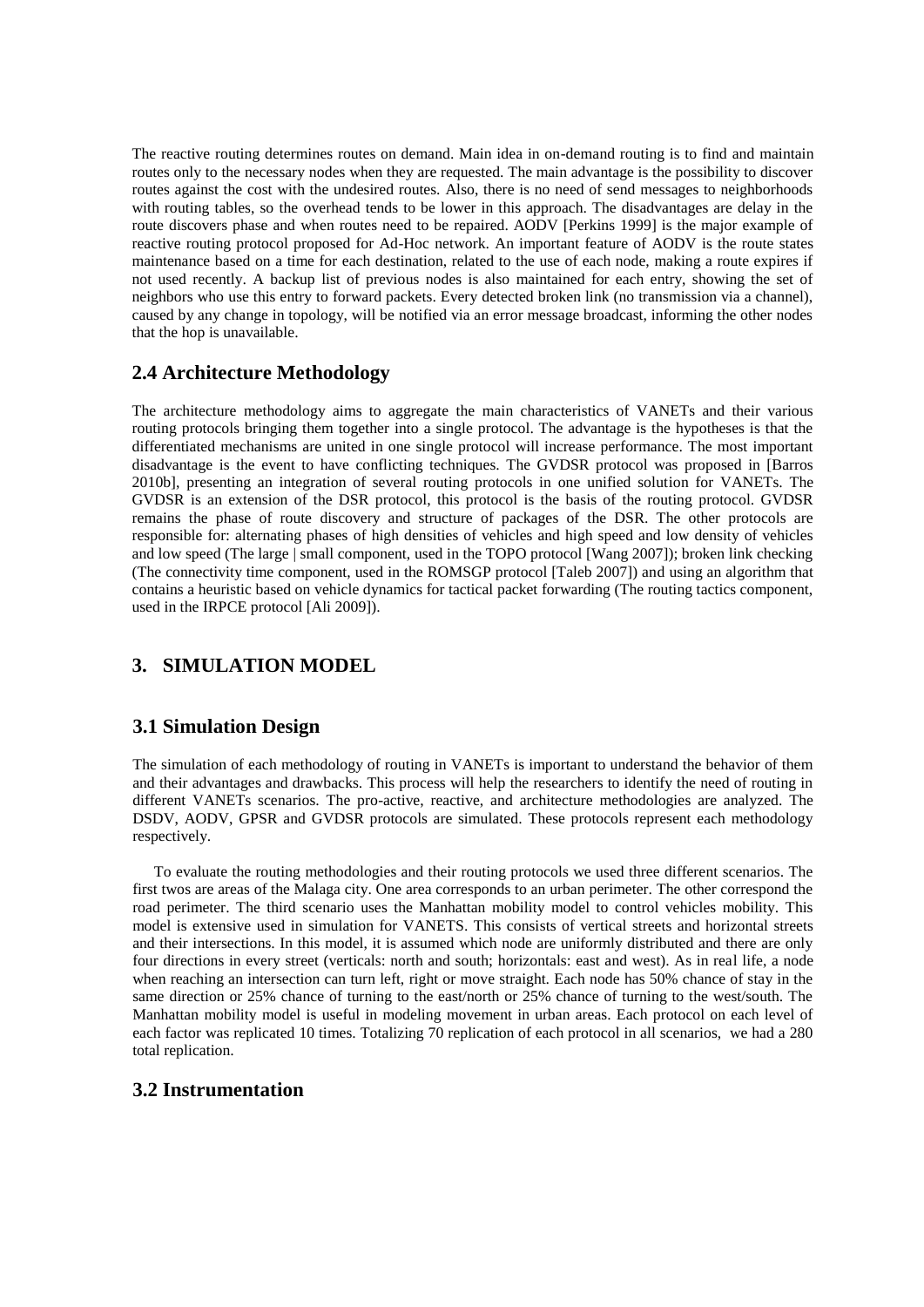The reactive routing determines routes on demand. Main idea in on-demand routing is to find and maintain routes only to the necessary nodes when they are requested. The main advantage is the possibility to discover routes against the cost with the undesired routes. Also, there is no need of send messages to neighborhoods with routing tables, so the overhead tends to be lower in this approach. The disadvantages are delay in the route discovers phase and when routes need to be repaired. AODV [Perkins 1999] is the major example of reactive routing protocol proposed for Ad-Hoc network. An important feature of AODV is the route states maintenance based on a time for each destination, related to the use of each node, making a route expires if not used recently. A backup list of previous nodes is also maintained for each entry, showing the set of neighbors who use this entry to forward packets. Every detected broken link (no transmission via a channel), caused by any change in topology, will be notified via an error message broadcast, informing the other nodes that the hop is unavailable.

## 2.4 Architecture Methodology

The architecture methodology aims to aggregate the main characteristics of VANETs and their various routing protocols bringing them together into a single protocol. The advantage is the hypotheses is that the differentiated mechanisms are united in one single protocol will increase performance. The most important disadvantage is the event to have conflicting techniques. The GVDSR protocol was proposed in [Barros 2010b], presenting an integration of several routing protocols in one unified solution for VANETs. The GVDSR is an extension of the DSR protocol, this protocol is the basis of the routing protocol. GVDSR remains the phase of route discovery and structure of packages of the DSR. The other protocols are responsible for: alternating phases of high densities of vehicles and high speed and low density of vehicles and low speed (The large | small component, used in the TOPO protocol [Wang 2007]); broken link checking (The connectivity time component, used in the ROMSGP protocol [Taleb 2007]) and using an algorithm that contains a heuristic based on vehicle dynamics for tactical packet forwarding (The routing tactics component, used in the IRPCE protocol [Ali 2009]).

# 3. SIMULATION MODEL

## 3.1 Simulation Design

The simulation of each methodology of routing in VANETs is important to understand the behavior of them and their advantages and drawbacks. This process will help the researchers to identify the need of routing in different VANETs scenarios. The pro-active, reactive, and architecture methodologies are analyzed. The DSDV, AODV, GPSR and GVDSR protocols are simulated. These protocols represent each methodology respectively.

To evaluate the routing methodologies and their routing protocols we used three different scenarios. The first twos are areas of the Malaga city. One area corresponds to an urban perimeter. The other correspond the road perimeter. The third scenario uses the Manhattan mobility model to control vehicles mobility. This model is extensive used in simulation for VANETS. This consists of vertical streets and horizontal streets and their intersections. In this model, it is assumed which node are uniformly distributed and there are only four directions in every street (verticals: north and south; horizontals: east and west). As in real life, a node when reaching an intersection can turn left, right or move straight. Each node has 50% chance of stay in the same direction or 25% chance of turning to the east/north or 25% chance of turning to the west/south. The Manhattan mobility model is useful in modeling movement in urban areas. Each protocol on each level of each factor was replicated 10 times. Totalizing 70 replication of each protocol in all scenarios, we had a 280 total replication.

## 3.2 Instrumentation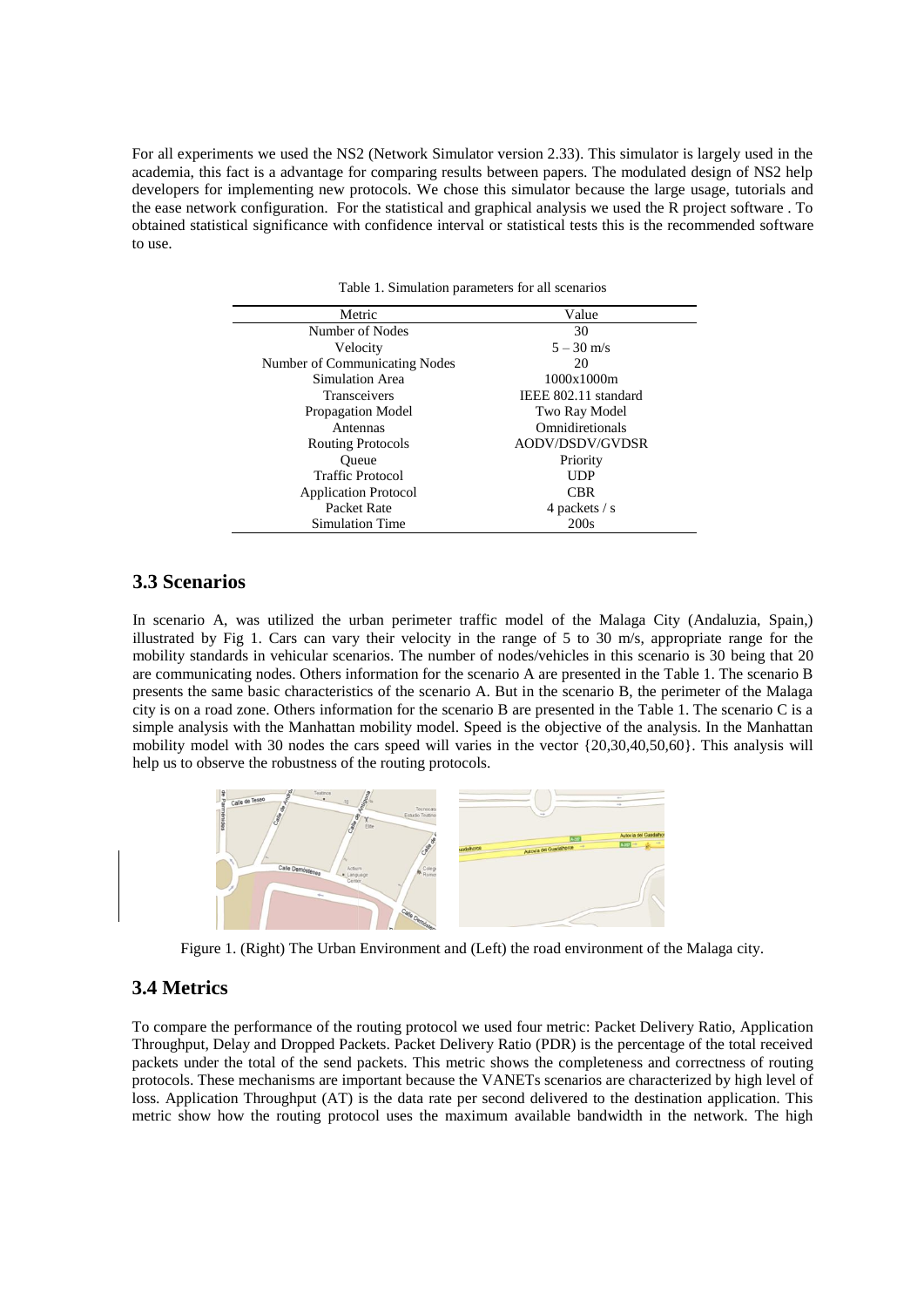For all experiments we used the NS2 (Network Simulator version 2.33). This simulator is largely used in the academia, this fact is a advantage for comparing results between papers. The modulated design of NS2 help developers for implementing new protocols. We chose this simulator because the large usage, tutorials and the ease network configuration. For the statistical and graphical analysis we used the R project software . To obtained statistical significance with confidence interval or statistical tests this is the recommended software to use.

Table 1. Simulation parameters for all scenarios

| Metric | Value |
|---|---|
| Number of Nodes | 30 |
| Velocity | 5 – 30 m/s |
| Number of Communicating Nodes | 20 |
| Simulation Area | 1000x1000m |
| Transceivers | IEEE 802.11 standard |
| Propagation Model | Two Ray Model |
| Antennas | Omnidiretionals |
| Routing Protocols | AODV/DSDV/GVDSR |
| Queue | Priority |
| Traffic Protocol | UDP |
| Application Protocol | CBR |
| Packet Rate | 4 packets / s |
| Simulation Time | 200s |

## 3.3 Scenarios

In scenario A, was utilized the urban perimeter traffic model of the Malaga City (Andaluzia, Spain,) illustrated by Fig 1. Cars can vary their velocity in the range of 5 to 30 m/s, appropriate range for the mobility standards in vehicular scenarios. The number of nodes/vehicles in this scenario is 30 being that 20 are communicating nodes. Others information for the scenario A are presented in the Table 1. The scenario B presents the same basic characteristics of the scenario A. But in the scenario B, the perimeter of the Malaga city is on a road zone. Others information for the scenario B are presented in the Table 1. The scenario C is a simple analysis with the Manhattan mobility model. Speed is the objective of the analysis. In the Manhattan mobility model with 30 nodes the cars speed will varies in the vector {20,30,40,50,60}. This analysis will help us to observe the robustness of the routing protocols.

Figure 1. (Right) The Urban Environment and (Left) the road environment of the Malaga city.

## 3.4 Metrics

To compare the performance of the routing protocol we used four metric: Packet Delivery Ratio, Application Throughput, Delay and Dropped Packets. Packet Delivery Ratio (PDR) is the percentage of the total received packets under the total of the send packets. This metric shows the completeness and correctness of routing protocols. These mechanisms are important because the VANETs scenarios are characterized by high level of loss. Application Throughput (AT) is the data rate per second delivered to the destination application. This metric show how the routing protocol uses the maximum available bandwidth in the network. The high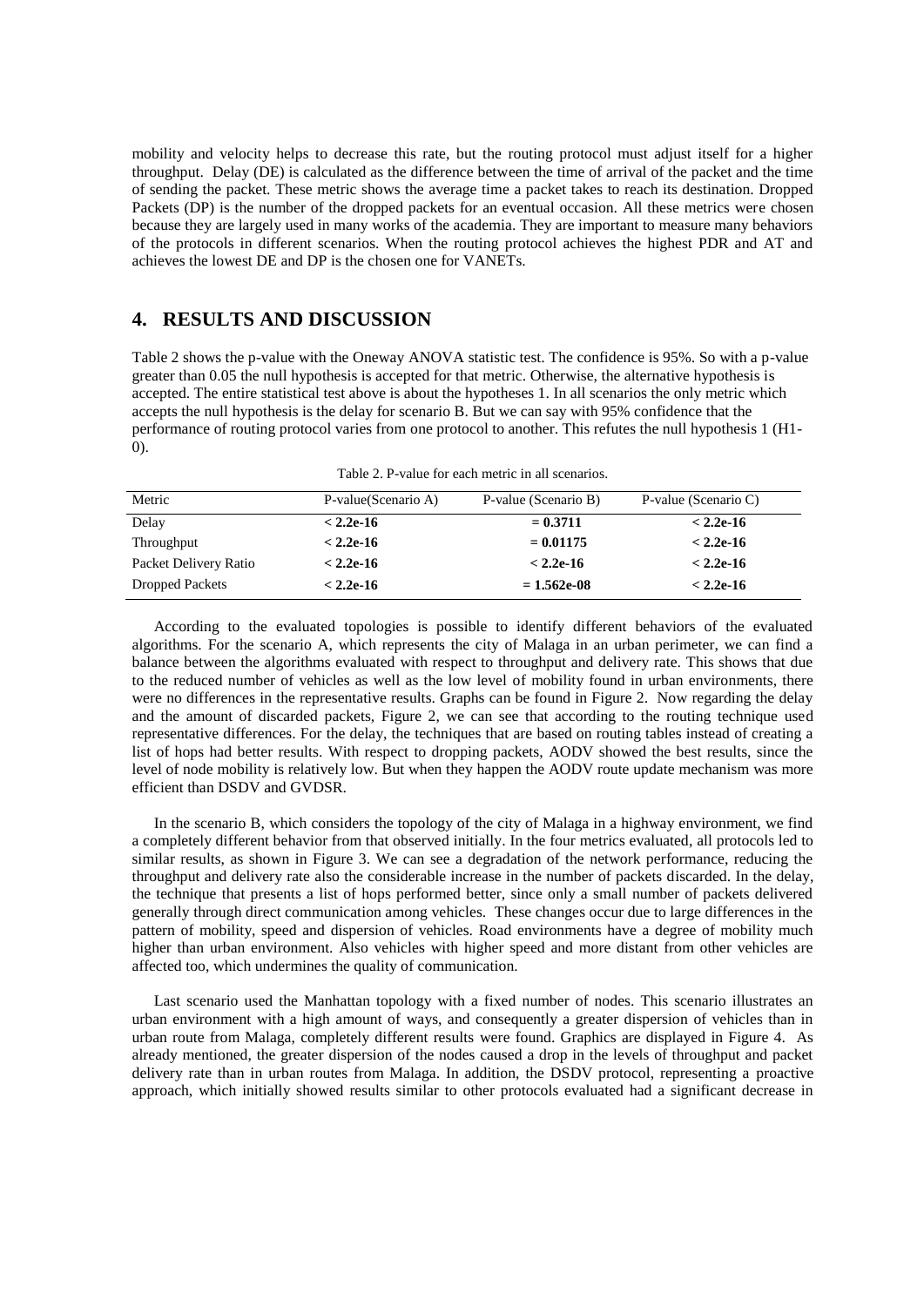mobility and velocity helps to decrease this rate, but the routing protocol must adjust itself for a higher throughput. Delay (DE) is calculated as the difference between the time of arrival of the packet and the time of sending the packet. These metric shows the average time a packet takes to reach its destination. Dropped Packets (DP) is the number of the dropped packets for an eventual occasion. All these metrics were chosen because they are largely used in many works of the academia. They are important to measure many behaviors of the protocols in different scenarios. When the routing protocol achieves the highest PDR and AT and achieves the lowest DE and DP is the chosen one for VANETs.

## 4. RESULTS AND DISCUSSION

Table 2 shows the p-value with the Oneway ANOVA statistic test. The confidence is 95%. So with a p-value greater than 0.05 the null hypothesis is accepted for that metric. Otherwise, the alternative hypothesis is accepted. The entire statistical test above is about the hypotheses 1. In all scenarios the only metric which accepts the null hypothesis is the delay for scenario B. But we can say with 95% confidence that the performance of routing protocol varies from one protocol to another. This refutes the null hypothesis 1 (H1-0).

Table 2. P-value for each metric in all scenarios.

| Metric | P-value(Scenario A) | P-value (Scenario B) | P-value (Scenario C) |
|---|---|---|---|
| Delay | **< 2.2e-16** | **= 0.3711** | **< 2.2e-16** |
| Throughput | **< 2.2e-16** | **= 0.01175** | **< 2.2e-16** |
| Packet Delivery Ratio | **< 2.2e-16** | **< 2.2e-16** | **< 2.2e-16** |
| Dropped Packets | **< 2.2e-16** | **= 1.562e-08** | **< 2.2e-16** |

According to the evaluated topologies is possible to identify different behaviors of the evaluated algorithms. For the scenario A, which represents the city of Malaga in an urban perimeter, we can find a balance between the algorithms evaluated with respect to throughput and delivery rate. This shows that due to the reduced number of vehicles as well as the low level of mobility found in urban environments, there were no differences in the representative results. Graphs can be found in Figure 2. Now regarding the delay and the amount of discarded packets, Figure 2, we can see that according to the routing technique used representative differences. For the delay, the techniques that are based on routing tables instead of creating a list of hops had better results. With respect to dropping packets, AODV showed the best results, since the level of node mobility is relatively low. But when they happen the AODV route update mechanism was more efficient than DSDV and GVDSR.

In the scenario B, which considers the topology of the city of Malaga in a highway environment, we find a completely different behavior from that observed initially. In the four metrics evaluated, all protocols led to similar results, as shown in Figure 3. We can see a degradation of the network performance, reducing the throughput and delivery rate also the considerable increase in the number of packets discarded. In the delay, the technique that presents a list of hops performed better, since only a small number of packets delivered generally through direct communication among vehicles. These changes occur due to large differences in the pattern of mobility, speed and dispersion of vehicles. Road environments have a degree of mobility much higher than urban environment. Also vehicles with higher speed and more distant from other vehicles are affected too, which undermines the quality of communication.

Last scenario used the Manhattan topology with a fixed number of nodes. This scenario illustrates an urban environment with a high amount of ways, and consequently a greater dispersion of vehicles than in urban route from Malaga, completely different results were found. Graphics are displayed in Figure 4. As already mentioned, the greater dispersion of the nodes caused a drop in the levels of throughput and packet delivery rate than in urban routes from Malaga. In addition, the DSDV protocol, representing a proactive approach, which initially showed results similar to other protocols evaluated had a significant decrease in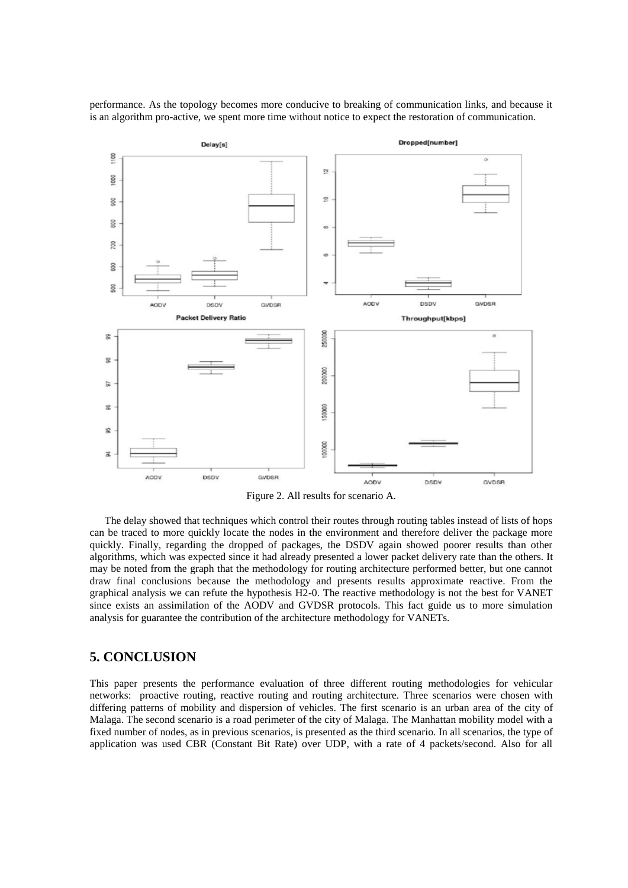performance. As the topology becomes more conducive to breaking of communication links, and because it is an algorithm pro-active, we spent more time without notice to expect the restoration of communication.

Figure 2. All results for scenario A.

The delay showed that techniques which control their routes through routing tables instead of lists of hops can be traced to more quickly locate the nodes in the environment and therefore deliver the package more quickly. Finally, regarding the dropped of packages, the DSDV again showed poorer results than other algorithms, which was expected since it had already presented a lower packet delivery rate than the others. It may be noted from the graph that the methodology for routing architecture performed better, but one cannot draw final conclusions because the methodology and presents results approximate reactive. From the graphical analysis we can refute the hypothesis H2-0. The reactive methodology is not the best for VANET since exists an assimilation of the AODV and GVDSR protocols. This fact guide us to more simulation analysis for guarantee the contribution of the architecture methodology for VANETs.

## 5. CONCLUSION

This paper presents the performance evaluation of three different routing methodologies for vehicular networks: proactive routing, reactive routing and routing architecture. Three scenarios were chosen with differing patterns of mobility and dispersion of vehicles. The first scenario is an urban area of the city of Malaga. The second scenario is a road perimeter of the city of Malaga. The Manhattan mobility model with a fixed number of nodes, as in previous scenarios, is presented as the third scenario. In all scenarios, the type of application was used CBR (Constant Bit Rate) over UDP, with a rate of 4 packets/second. Also for all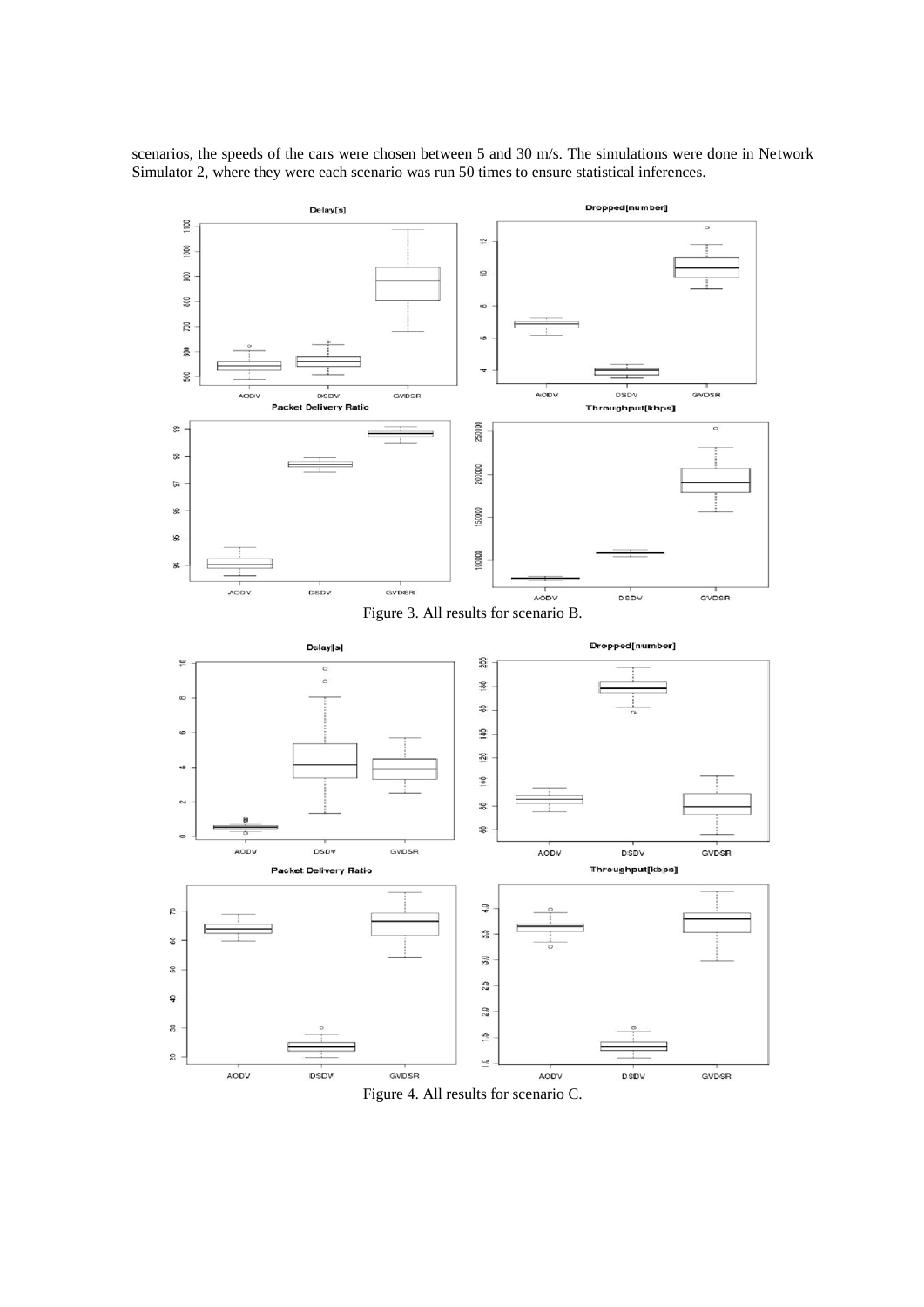scenarios, the speeds of the cars were chosen between 5 and 30 m/s. The simulations were done in Network Simulator 2, where they were each scenario was run 50 times to ensure statistical inferences.

Figure 3. All results for scenario B.

Figure 4. All results for scenario C.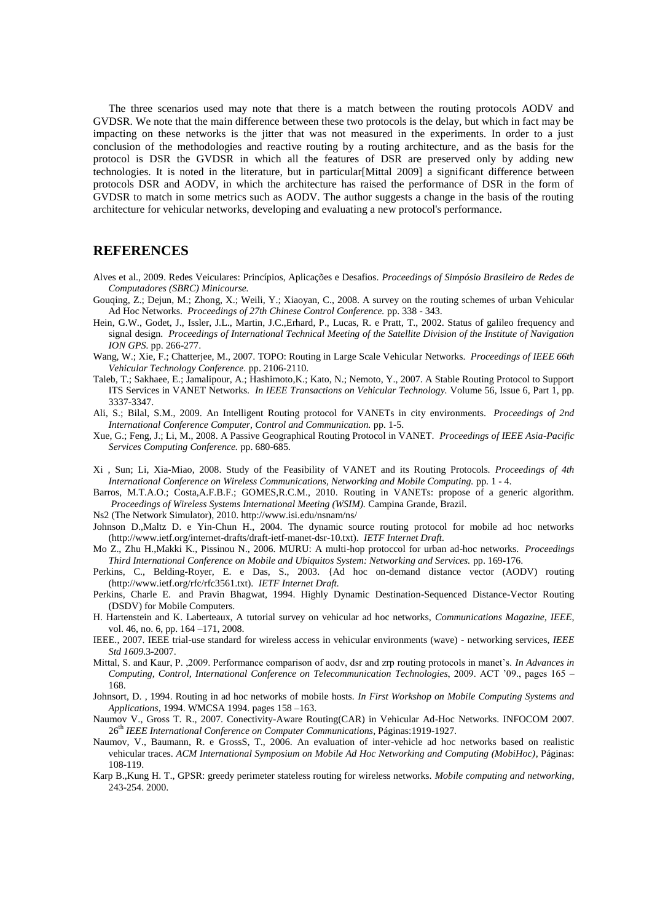The three scenarios used may note that there is a match between the routing protocols AODV and GVDSR. We note that the main difference between these two protocols is the delay, but which in fact may be impacting on these networks is the jitter that was not measured in the experiments. In order to a just conclusion of the methodologies and reactive routing by a routing architecture, and as the basis for the protocol is DSR the GVDSR in which all the features of DSR are preserved only by adding new technologies. It is noted in the literature, but in particular[Mittal 2009] a significant difference between protocols DSR and AODV, in which the architecture has raised the performance of DSR in the form of GVDSR to match in some metrics such as AODV. The author suggests a change in the basis of the routing architecture for vehicular networks, developing and evaluating a new protocol's performance.

## REFERENCES

Alves et al., 2009. Redes Veiculares: Princípios, Aplicações e Desafios. *Proceedings of Simpósio Brasileiro de Redes de Computadores (SBRC) Minicourse.*

Gouqing, Z.; Dejun, M.; Zhong, X.; Weili, Y.; Xiaoyan, C., 2008. A survey on the routing schemes of urban Vehicular Ad Hoc Networks. *Proceedings of 27th Chinese Control Conference.* pp. 338 - 343.

Hein, G.W., Godet, J., Issler, J.L., Martin, J.C.,Erhard, P., Lucas, R. e Pratt, T., 2002. Status of galileo frequency and signal design. *Proceedings of International Technical Meeting of the Satellite Division of the Institute of Navigation ION GPS.* pp. 266-277.

Wang, W.; Xie, F.; Chatterjee, M., 2007. TOPO: Routing in Large Scale Vehicular Networks. *Proceedings of IEEE 66th Vehicular Technology Conference.* pp. 2106-2110.

Taleb, T.; Sakhaee, E.; Jamalipour, A.; Hashimoto,K.; Kato, N.; Nemoto, Y., 2007. A Stable Routing Protocol to Support ITS Services in VANET Networks. *In IEEE Transactions on Vehicular Technology.* Volume 56, Issue 6, Part 1, pp. 3337-3347.

Ali, S.; Bilal, S.M., 2009. An Intelligent Routing protocol for VANETs in city environments. *Proceedings of 2nd International Conference Computer, Control and Communication.* pp. 1-5.

Xue, G.; Feng, J.; Li, M., 2008. A Passive Geographical Routing Protocol in VANET. *Proceedings of IEEE Asia-Pacific Services Computing Conference.* pp. 680-685.

Xi , Sun; Li, Xia-Miao, 2008. Study of the Feasibility of VANET and its Routing Protocols. *Proceedings of 4th International Conference on Wireless Communications, Networking and Mobile Computing.* pp. 1 - 4.

Barros, M.T.A.O.; Costa,A.F.B.F.; GOMES,R.C.M., 2010. Routing in VANETs: propose of a generic algorithm. *Proceedings of Wireless Systems International Meeting (WSIM).* Campina Grande, Brazil.

Ns2 (The Network Simulator), 2010. http://www.isi.edu/nsnam/ns/

Johnson D.,Maltz D. e Yin-Chun H., 2004. The dynamic source routing protocol for mobile ad hoc networks (http://www.ietf.org/internet-drafts/draft-ietf-manet-dsr-10.txt). *IETF Internet Draft.*

Mo Z., Zhu H.,Makki K., Pissinou N., 2006. MURU: A multi-hop protoccol for urban ad-hoc networks. *Proceedings Third International Conference on Mobile and Ubiquitos System: Networking and Services.* pp. 169-176.

Perkins, C., Belding-Royer, E. e Das, S., 2003. {Ad hoc on-demand distance vector (AODV) routing (http://www.ietf.org/rfc/rfc3561.txt). *IETF Internet Draft.*

Perkins, Charle E. and Pravin Bhagwat, 1994. Highly Dynamic Destination-Sequenced Distance-Vector Routing (DSDV) for Mobile Computers.

H. Hartenstein and K. Laberteaux, A tutorial survey on vehicular ad hoc networks, *Communications Magazine, IEEE*, vol. 46, no. 6, pp. 164 –171, 2008.

IEEE., 2007. IEEE trial-use standard for wireless access in vehicular environments (wave) - networking services, *IEEE Std 1609*.3-2007.

Mittal, S. and Kaur, P. ,2009. Performance comparison of aodv, dsr and zrp routing protocols in manet's. *In Advances in Computing, Control, International Conference on Telecommunication Technologies*, 2009. ACT '09., pages 165 – 168.

Johnsort, D. , 1994. Routing in ad hoc networks of mobile hosts. *In First Workshop on Mobile Computing Systems and Applications*, 1994. WMCSA 1994. pages 158 –163.

Naumov V., Gross T. R., 2007. Conectivity-Aware Routing(CAR) in Vehicular Ad-Hoc Networks. INFOCOM 2007. 26th *IEEE International Conference on Computer Communications*, Páginas:1919-1927.

Naumov, V., Baumann, R. e GrossS, T., 2006. An evaluation of inter-vehicle ad hoc networks based on realistic vehicular traces. *ACM International Symposium on Mobile Ad Hoc Networking and Computing (MobiHoc)*, Páginas: 108-119.

Karp B.,Kung H. T., GPSR: greedy perimeter stateless routing for wireless networks. *Mobile computing and networking*, 243-254. 2000.